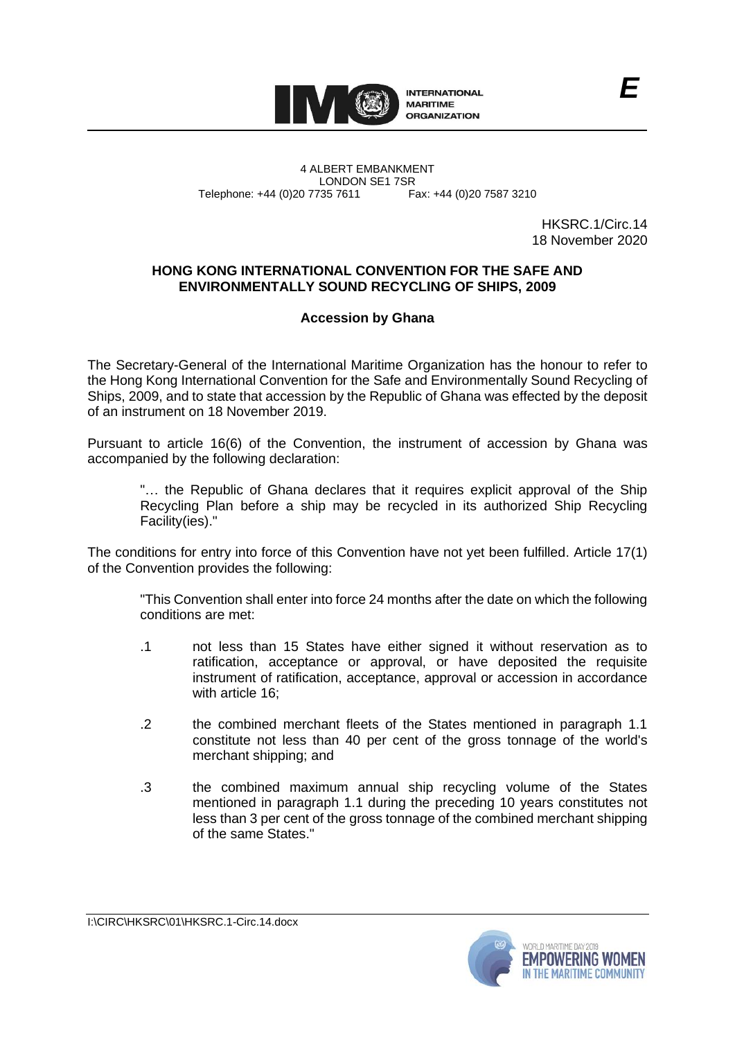INTERNATIONAL MARITIME ORGANIZATION

E

4 ALBERT EMBANKMENT
LONDON SE1 7SR
Telephone: +44 (0)20 7735 7611 Fax: +44 (0)20 7587 3210

HKSRC.1/Circ.14
18 November 2020

**HONG KONG INTERNATIONAL CONVENTION FOR THE SAFE AND ENVIRONMENTALLY SOUND RECYCLING OF SHIPS, 2009**

**Accession by Ghana**

The Secretary-General of the International Maritime Organization has the honour to refer to the Hong Kong International Convention for the Safe and Environmentally Sound Recycling of Ships, 2009, and to state that accession by the Republic of Ghana was effected by the deposit of an instrument on 18 November 2019.

Pursuant to article 16(6) of the Convention, the instrument of accession by Ghana was accompanied by the following declaration:

> "… the Republic of Ghana declares that it requires explicit approval of the Ship Recycling Plan before a ship may be recycled in its authorized Ship Recycling Facility(ies)."

The conditions for entry into force of this Convention have not yet been fulfilled. Article 17(1) of the Convention provides the following:

> "This Convention shall enter into force 24 months after the date on which the following conditions are met:
>
> .1 not less than 15 States have either signed it without reservation as to ratification, acceptance or approval, or have deposited the requisite instrument of ratification, acceptance, approval or accession in accordance with article 16;
>
> .2 the combined merchant fleets of the States mentioned in paragraph 1.1 constitute not less than 40 per cent of the gross tonnage of the world's merchant shipping; and
>
> .3 the combined maximum annual ship recycling volume of the States mentioned in paragraph 1.1 during the preceding 10 years constitutes not less than 3 per cent of the gross tonnage of the combined merchant shipping of the same States."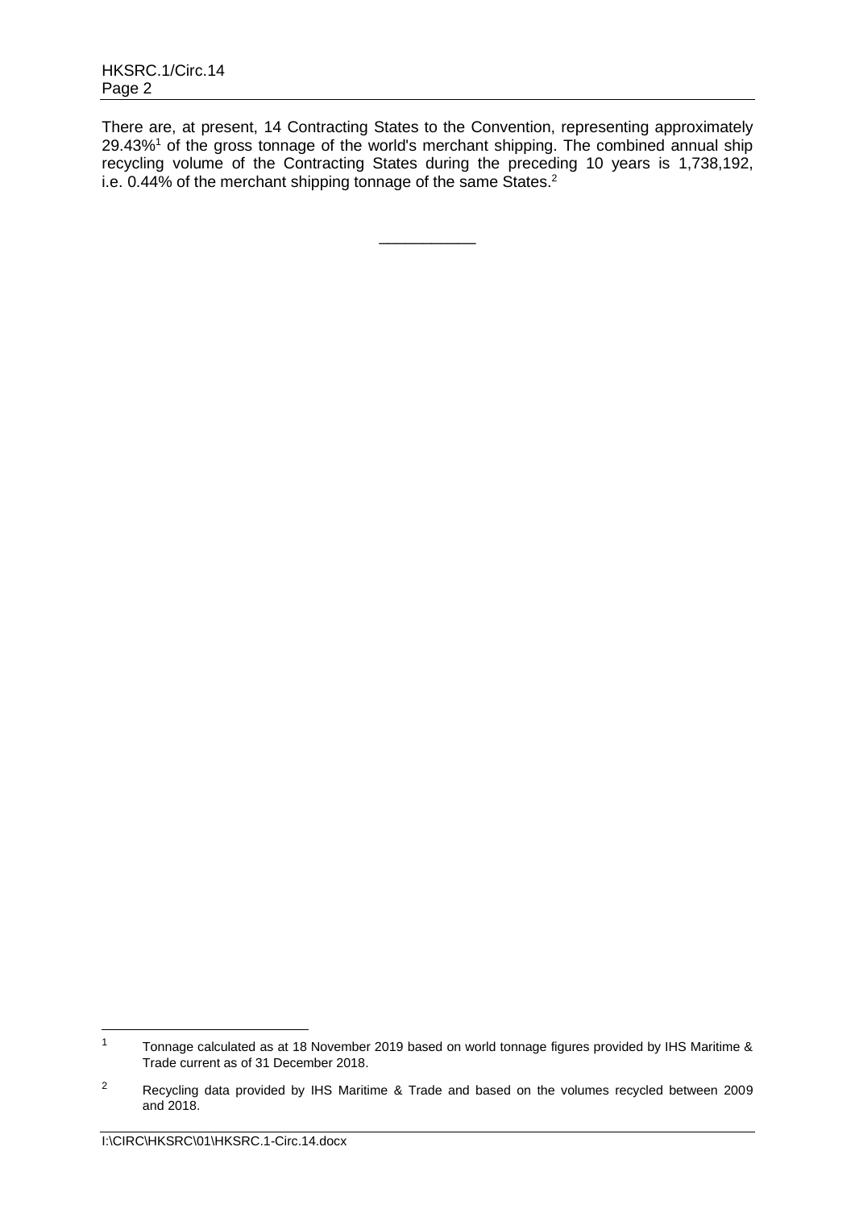There are, at present, 14 Contracting States to the Convention, representing approximately 29.43%[1] of the gross tonnage of the world's merchant shipping. The combined annual ship recycling volume of the Contracting States during the preceding 10 years is 1,738,192, i.e. 0.44% of the merchant shipping tonnage of the same States.[2]

___________

[1] Tonnage calculated as at 18 November 2019 based on world tonnage figures provided by IHS Maritime & Trade current as of 31 December 2018.

[2] Recycling data provided by IHS Maritime & Trade and based on the volumes recycled between 2009 and 2018.